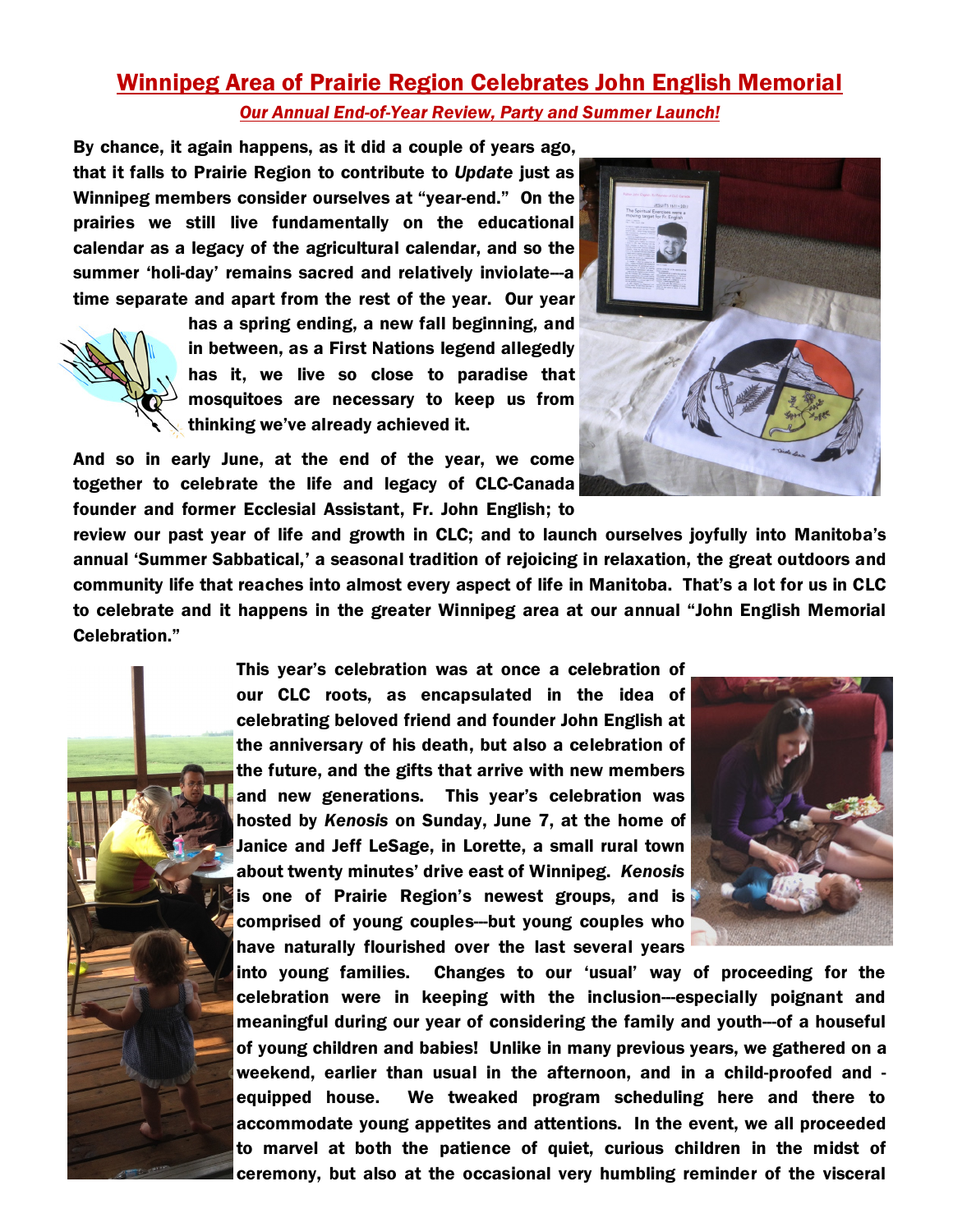# Winnipeg Area of Prairie Region Celebrates John English Memorial

***Our Annual End-of-Year Review, Party and Summer Launch!***

**By chance, it again happens, as it did a couple of years ago, that it falls to Prairie Region to contribute to *Update* just as Winnipeg members consider ourselves at "year-end." On the prairies we still live fundamentally on the educational calendar as a legacy of the agricultural calendar, and so the summer 'holi-day' remains sacred and relatively inviolate---a time separate and apart from the rest of the year. Our year has a spring ending, a new fall beginning, and in between, as a First Nations legend allegedly has it, we live so close to paradise that mosquitoes are necessary to keep us from thinking we've already achieved it.**

**And so in early June, at the end of the year, we come together to celebrate the life and legacy of CLC-Canada founder and former Ecclesial Assistant, Fr. John English; to review our past year of life and growth in CLC; and to launch ourselves joyfully into Manitoba's annual 'Summer Sabbatical,' a seasonal tradition of rejoicing in relaxation, the great outdoors and community life that reaches into almost every aspect of life in Manitoba. That's a lot for us in CLC to celebrate and it happens in the greater Winnipeg area at our annual "John English Memorial Celebration."**

**This year's celebration was at once a celebration of our CLC roots, as encapsulated in the idea of celebrating beloved friend and founder John English at the anniversary of his death, but also a celebration of the future, and the gifts that arrive with new members and new generations. This year's celebration was hosted by *Kenosis* on Sunday, June 7, at the home of Janice and Jeff LeSage, in Lorette, a small rural town about twenty minutes' drive east of Winnipeg. *Kenosis* is one of Prairie Region's newest groups, and is comprised of young couples---but young couples who have naturally flourished over the last several years into young families. Changes to our 'usual' way of proceeding for the celebration were in keeping with the inclusion---especially poignant and meaningful during our year of considering the family and youth---of a houseful of young children and babies! Unlike in many previous years, we gathered on a weekend, earlier than usual in the afternoon, and in a child-proofed and -equipped house. We tweaked program scheduling here and there to accommodate young appetites and attentions. In the event, we all proceeded to marvel at both the patience of quiet, curious children in the midst of ceremony, but also at the occasional very humbling reminder of the visceral**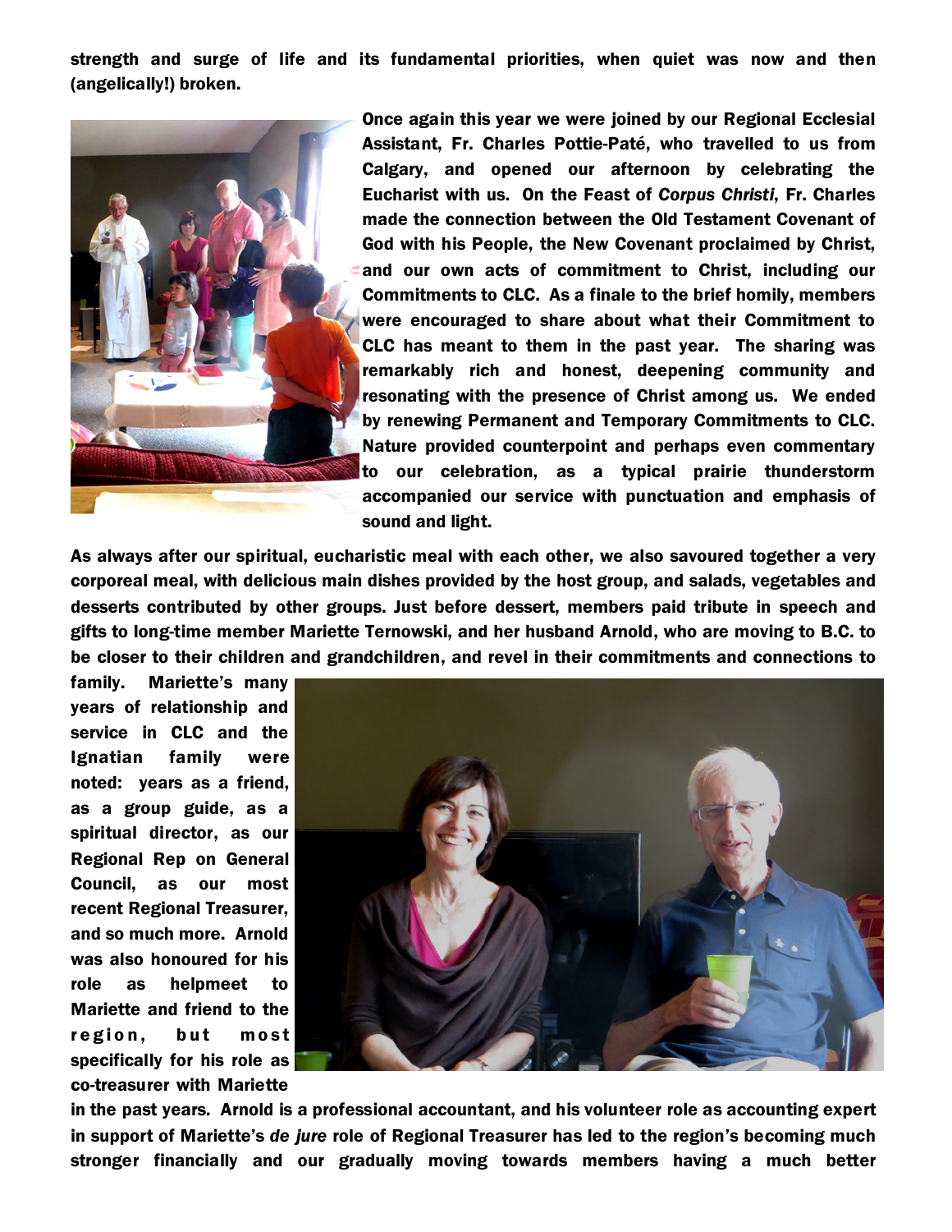**strength and surge of life and its fundamental priorities, when quiet was now and then (angelically!) broken.**

**Once again this year we were joined by our Regional Ecclesial Assistant, Fr. Charles Pottie-Paté, who travelled to us from Calgary, and opened our afternoon by celebrating the Eucharist with us. On the Feast of *Corpus Christi*, Fr. Charles made the connection between the Old Testament Covenant of God with his People, the New Covenant proclaimed by Christ, and our own acts of commitment to Christ, including our Commitments to CLC. As a finale to the brief homily, members were encouraged to share about what their Commitment to CLC has meant to them in the past year. The sharing was remarkably rich and honest, deepening community and resonating with the presence of Christ among us. We ended by renewing Permanent and Temporary Commitments to CLC. Nature provided counterpoint and perhaps even commentary to our celebration, as a typical prairie thunderstorm accompanied our service with punctuation and emphasis of sound and light.**

**As always after our spiritual, eucharistic meal with each other, we also savoured together a very corporeal meal, with delicious main dishes provided by the host group, and salads, vegetables and desserts contributed by other groups. Just before dessert, members paid tribute in speech and gifts to long-time member Mariette Ternowski, and her husband Arnold, who are moving to B.C. to be closer to their children and grandchildren, and revel in their commitments and connections to family. Mariette's many years of relationship and service in CLC and the Ignatian family were noted: years as a friend, as a group guide, as a spiritual director, as our Regional Rep on General Council, as our most recent Regional Treasurer, and so much more. Arnold was also honoured for his role as helpmeet to Mariette and friend to the region, but most specifically for his role as co-treasurer with Mariette in the past years. Arnold is a professional accountant, and his volunteer role as accounting expert in support of Mariette's *de jure* role of Regional Treasurer has led to the region's becoming much stronger financially and our gradually moving towards members having a much better**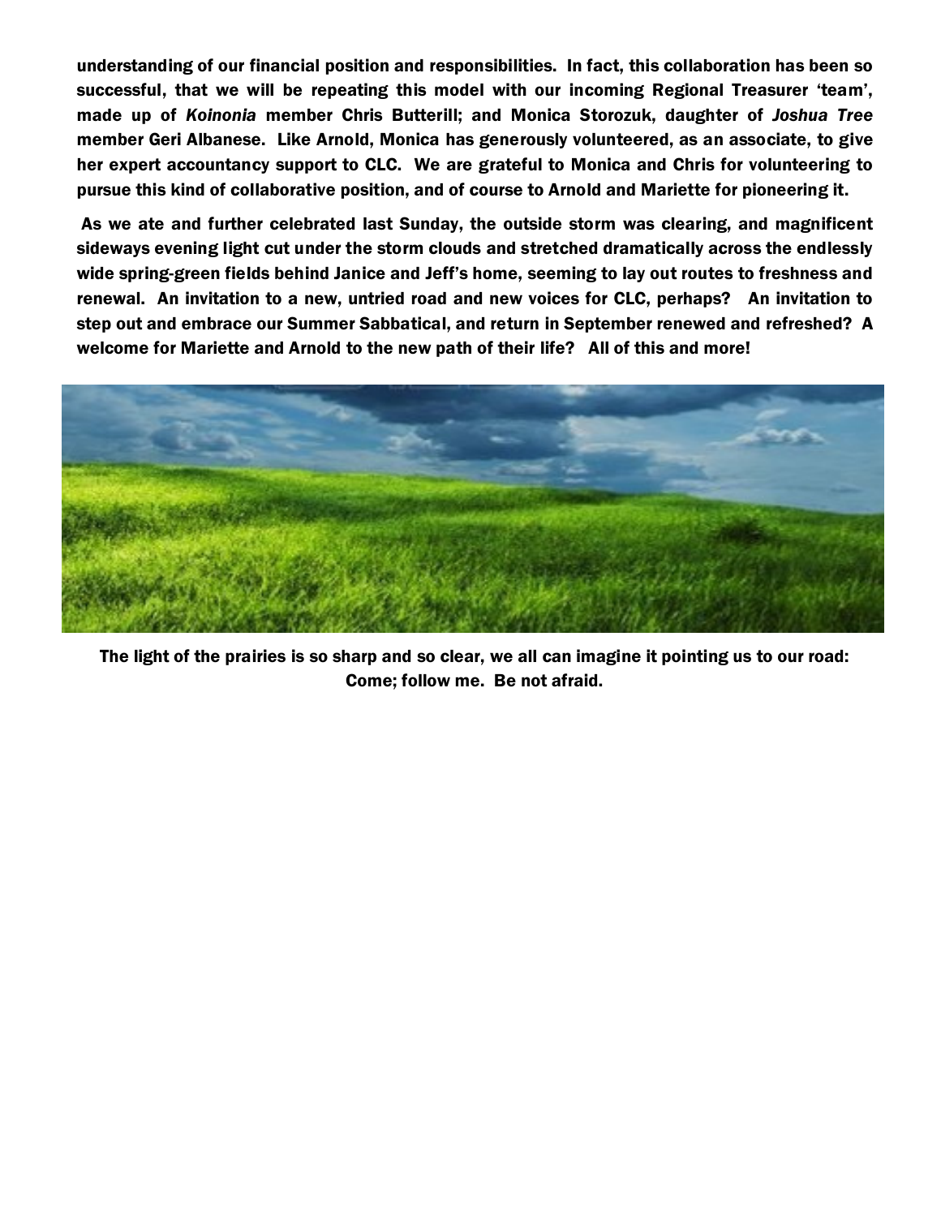**understanding of our financial position and responsibilities. In fact, this collaboration has been so successful, that we will be repeating this model with our incoming Regional Treasurer 'team', made up of *Koinonia* member Chris Butterill; and Monica Storozuk, daughter of *Joshua Tree* member Geri Albanese. Like Arnold, Monica has generously volunteered, as an associate, to give her expert accountancy support to CLC. We are grateful to Monica and Chris for volunteering to pursue this kind of collaborative position, and of course to Arnold and Mariette for pioneering it.**

**As we ate and further celebrated last Sunday, the outside storm was clearing, and magnificent sideways evening light cut under the storm clouds and stretched dramatically across the endlessly wide spring-green fields behind Janice and Jeff's home, seeming to lay out routes to freshness and renewal. An invitation to a new, untried road and new voices for CLC, perhaps? An invitation to step out and embrace our Summer Sabbatical, and return in September renewed and refreshed? A welcome for Mariette and Arnold to the new path of their life? All of this and more!**

**The light of the prairies is so sharp and so clear, we all can imagine it pointing us to our road: Come; follow me. Be not afraid.**